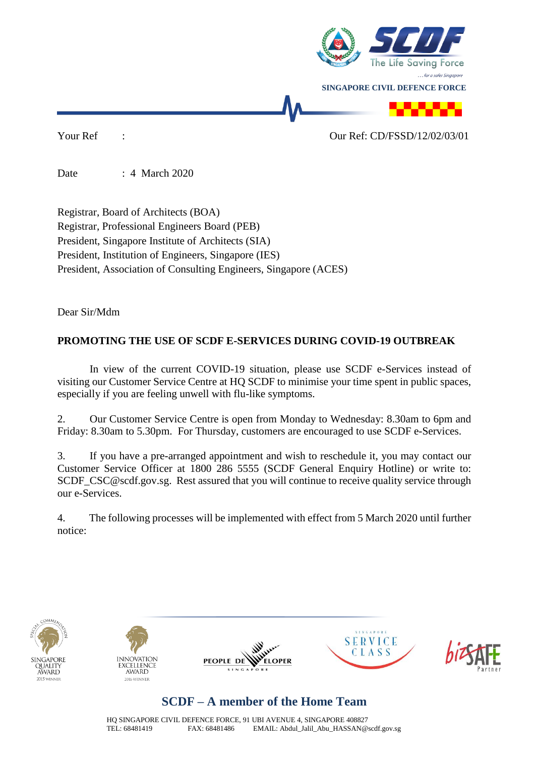SINGAPORE CIVIL DEFENCE FORCE

Your Ref :

Our Ref: CD/FSSD/12/02/03/01

Date : 4 March 2020

Registrar, Board of Architects (BOA)
Registrar, Professional Engineers Board (PEB)
President, Singapore Institute of Architects (SIA)
President, Institution of Engineers, Singapore (IES)
President, Association of Consulting Engineers, Singapore (ACES)

Dear Sir/Mdm

**PROMOTING THE USE OF SCDF E-SERVICES DURING COVID-19 OUTBREAK**

In view of the current COVID-19 situation, please use SCDF e-Services instead of visiting our Customer Service Centre at HQ SCDF to minimise your time spent in public spaces, especially if you are feeling unwell with flu-like symptoms.

2. Our Customer Service Centre is open from Monday to Wednesday: 8.30am to 6pm and Friday: 8.30am to 5.30pm. For Thursday, customers are encouraged to use SCDF e-Services.

3. If you have a pre-arranged appointment and wish to reschedule it, you may contact our Customer Service Officer at 1800 286 5555 (SCDF General Enquiry Hotline) or write to: SCDF_CSC@scdf.gov.sg. Rest assured that you will continue to receive quality service through our e-Services.

4. The following processes will be implemented with effect from 5 March 2020 until further notice:

SCDF – A member of the Home Team

HQ SINGAPORE CIVIL DEFENCE FORCE, 91 UBI AVENUE 4, SINGAPORE 408827
TEL: 68481419 FAX: 68481486 EMAIL: Abdul_Jalil_Abu_HASSAN@scdf.gov.sg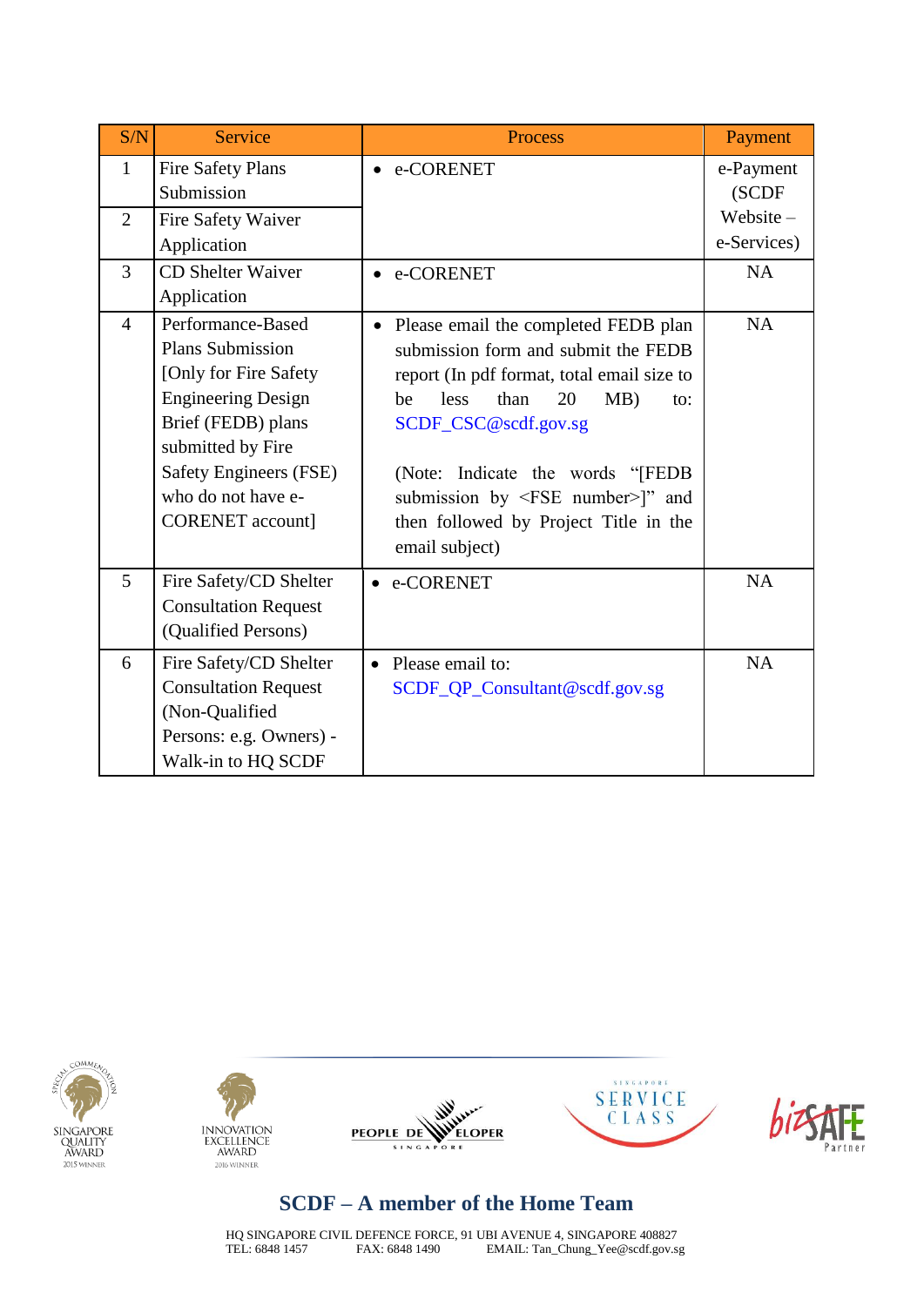| S/N | Service | Process | Payment |
| --- | --- | --- | --- |
| 1 | Fire Safety Plans Submission | • e-CORENET | e-Payment (SCDF Website – e-Services) |
| 2 | Fire Safety Waiver Application | | |
| 3 | CD Shelter Waiver Application | • e-CORENET | NA |
| 4 | Performance-Based Plans Submission [Only for Fire Safety Engineering Design Brief (FEDB) plans submitted by Fire Safety Engineers (FSE) who do not have e-CORENET account] | • Please email the completed FEDB plan submission form and submit the FEDB report (In pdf format, total email size to be less than 20 MB) to: SCDF_CSC@scdf.gov.sg<br><br>(Note: Indicate the words "[FEDB submission by <FSE number>]" and then followed by Project Title in the email subject) | NA |
| 5 | Fire Safety/CD Shelter Consultation Request (Qualified Persons) | • e-CORENET | NA |
| 6 | Fire Safety/CD Shelter Consultation Request (Non-Qualified Persons: e.g. Owners) - Walk-in to HQ SCDF | • Please email to: SCDF_QP_Consultant@scdf.gov.sg | NA |

**SCDF – A member of the Home Team**

HQ SINGAPORE CIVIL DEFENCE FORCE, 91 UBI AVENUE 4, SINGAPORE 408827
TEL: 6848 1457 FAX: 6848 1490 EMAIL: Tan_Chung_Yee@scdf.gov.sg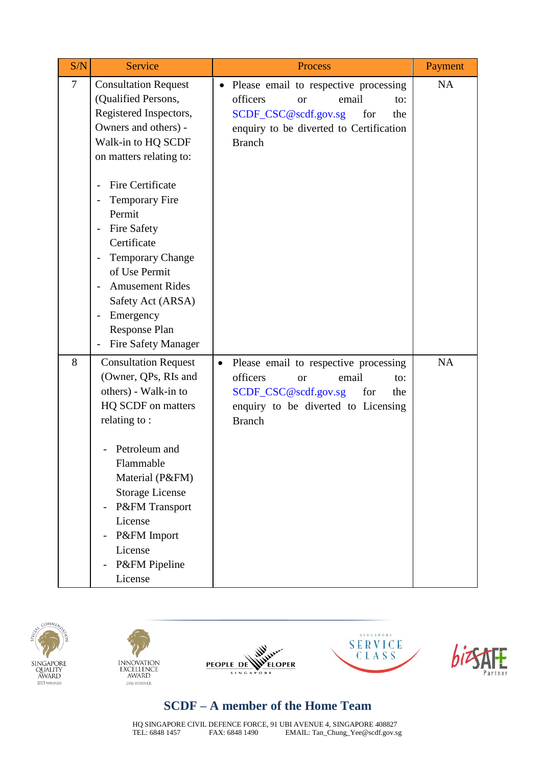| S/N | Service | Process | Payment |
|---|---|---|---|
| 7 | Consultation Request (Qualified Persons, Registered Inspectors, Owners and others) - Walk-in to HQ SCDF on matters relating to:<br><br>- Fire Certificate<br>- Temporary Fire Permit<br>- Fire Safety Certificate<br>- Temporary Change of Use Permit<br>- Amusement Rides Safety Act (ARSA)<br>- Emergency Response Plan<br>- Fire Safety Manager | • Please email to respective processing officers or email to: SCDF_CSC@scdf.gov.sg for the enquiry to be diverted to Certification Branch | NA |
| 8 | Consultation Request (Owner, QPs, RIs and others) - Walk-in to HQ SCDF on matters relating to :<br><br>- Petroleum and Flammable Material (P&FM) Storage License<br>- P&FM Transport License<br>- P&FM Import License<br>- P&FM Pipeline License | • Please email to respective processing officers or email to: SCDF_CSC@scdf.gov.sg for the enquiry to be diverted to Licensing Branch | NA |

**SCDF – A member of the Home Team**

HQ SINGAPORE CIVIL DEFENCE FORCE, 91 UBI AVENUE 4, SINGAPORE 408827
TEL: 6848 1457 FAX: 6848 1490 EMAIL: Tan_Chung_Yee@scdf.gov.sg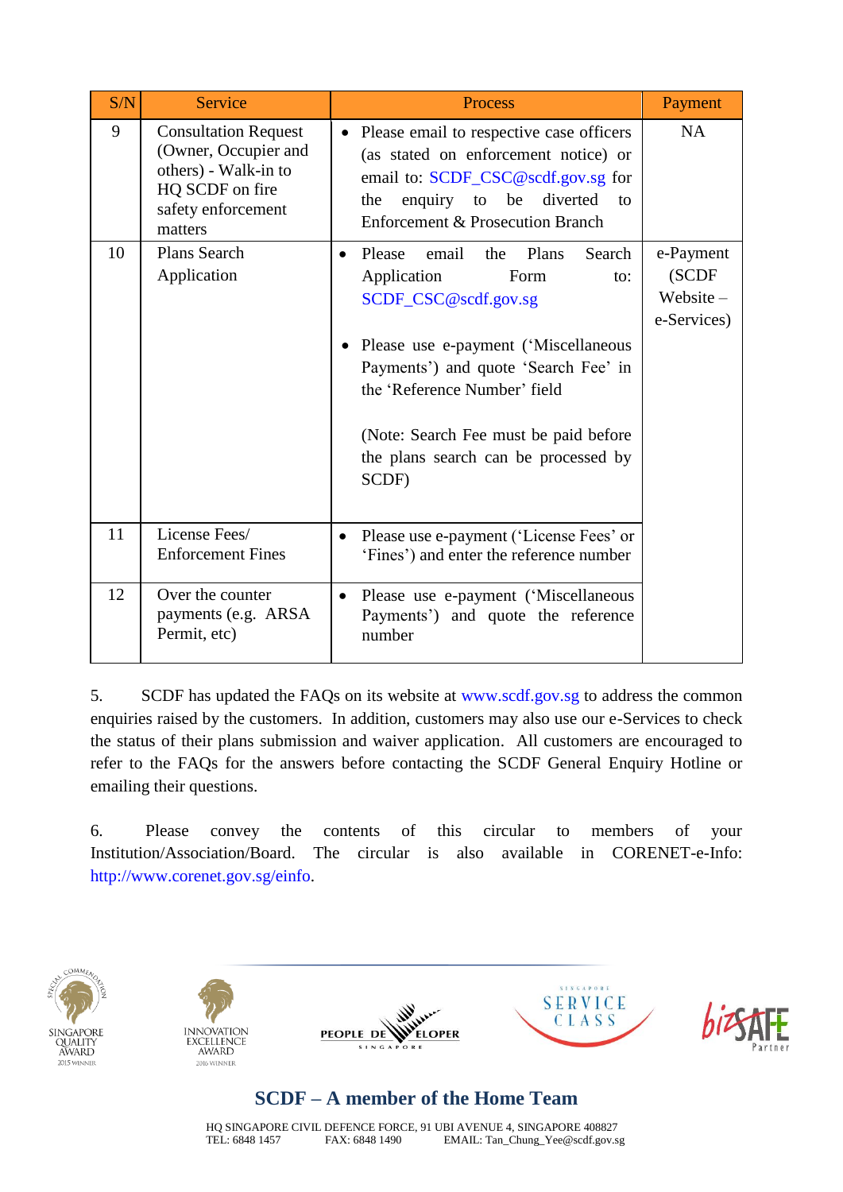| S/N | Service | Process | Payment |
|---|---|---|---|
| 9 | Consultation Request (Owner, Occupier and others) - Walk-in to HQ SCDF on fire safety enforcement matters | • Please email to respective case officers (as stated on enforcement notice) or email to: SCDF_CSC@scdf.gov.sg for the enquiry to be diverted to Enforcement & Prosecution Branch | NA |
| 10 | Plans Search Application | • Please email the Plans Search Application Form to: SCDF_CSC@scdf.gov.sg<br><br>• Please use e-payment ('Miscellaneous Payments') and quote 'Search Fee' in the 'Reference Number' field<br><br>(Note: Search Fee must be paid before the plans search can be processed by SCDF) | e-Payment (SCDF Website – e-Services) |
| 11 | License Fees/ Enforcement Fines | • Please use e-payment ('License Fees' or 'Fines') and enter the reference number | |
| 12 | Over the counter payments (e.g. ARSA Permit, etc) | • Please use e-payment ('Miscellaneous Payments') and quote the reference number | |

5. SCDF has updated the FAQs on its website at www.scdf.gov.sg to address the common enquiries raised by the customers. In addition, customers may also use our e-Services to check the status of their plans submission and waiver application. All customers are encouraged to refer to the FAQs for the answers before contacting the SCDF General Enquiry Hotline or emailing their questions.

6. Please convey the contents of this circular to members of your Institution/Association/Board. The circular is also available in CORENET-e-Info: http://www.corenet.gov.sg/einfo.

SCDF – A member of the Home Team

HQ SINGAPORE CIVIL DEFENCE FORCE, 91 UBI AVENUE 4, SINGAPORE 408827
TEL: 6848 1457 FAX: 6848 1490 EMAIL: Tan_Chung_Yee@scdf.gov.sg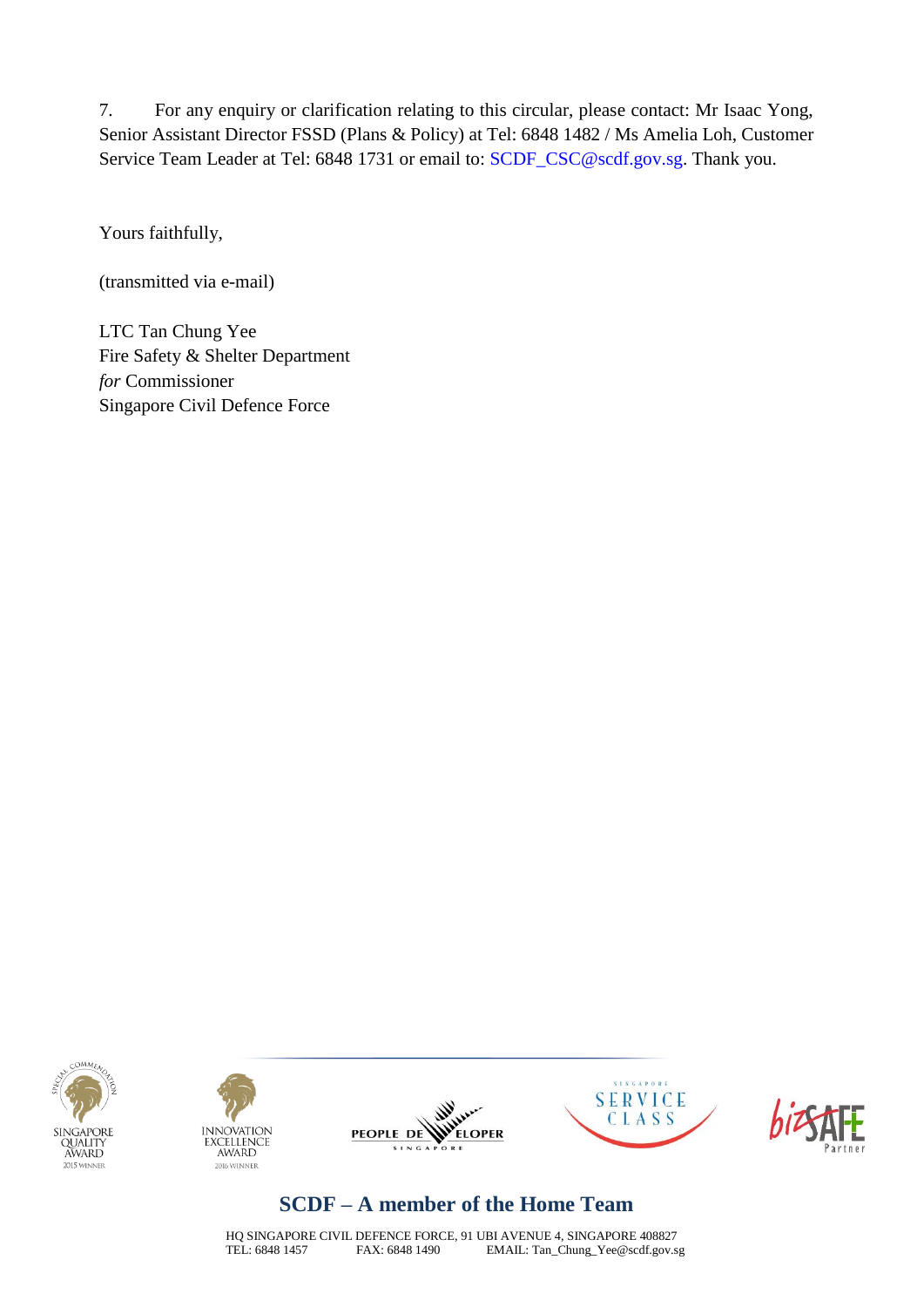7. For any enquiry or clarification relating to this circular, please contact: Mr Isaac Yong, Senior Assistant Director FSSD (Plans & Policy) at Tel: 6848 1482 / Ms Amelia Loh, Customer Service Team Leader at Tel: 6848 1731 or email to: SCDF_CSC@scdf.gov.sg. Thank you.

Yours faithfully,

(transmitted via e-mail)

LTC Tan Chung Yee
Fire Safety & Shelter Department
*for* Commissioner
Singapore Civil Defence Force

**SCDF – A member of the Home Team**

HQ SINGAPORE CIVIL DEFENCE FORCE, 91 UBI AVENUE 4, SINGAPORE 408827
TEL: 6848 1457 FAX: 6848 1490 EMAIL: Tan_Chung_Yee@scdf.gov.sg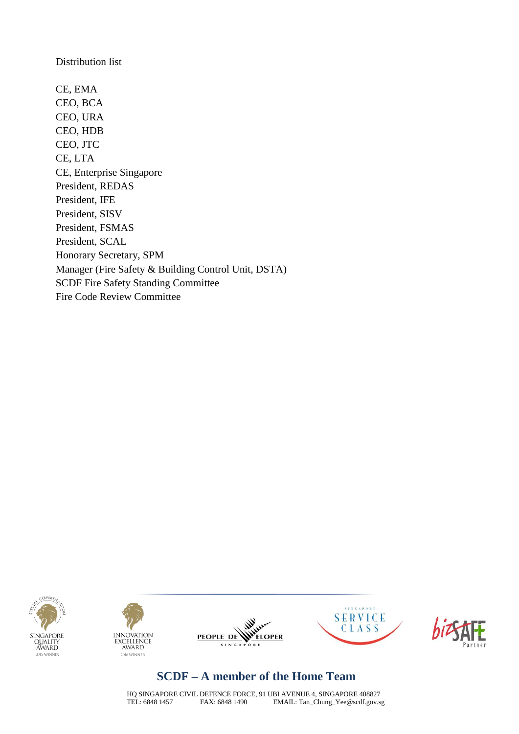Distribution list

CE, EMA
CEO, BCA
CEO, URA
CEO, HDB
CEO, JTC
CE, LTA
CE, Enterprise Singapore
President, REDAS
President, IFE
President, SISV
President, FSMAS
President, SCAL
Honorary Secretary, SPM
Manager (Fire Safety & Building Control Unit, DSTA)
SCDF Fire Safety Standing Committee
Fire Code Review Committee